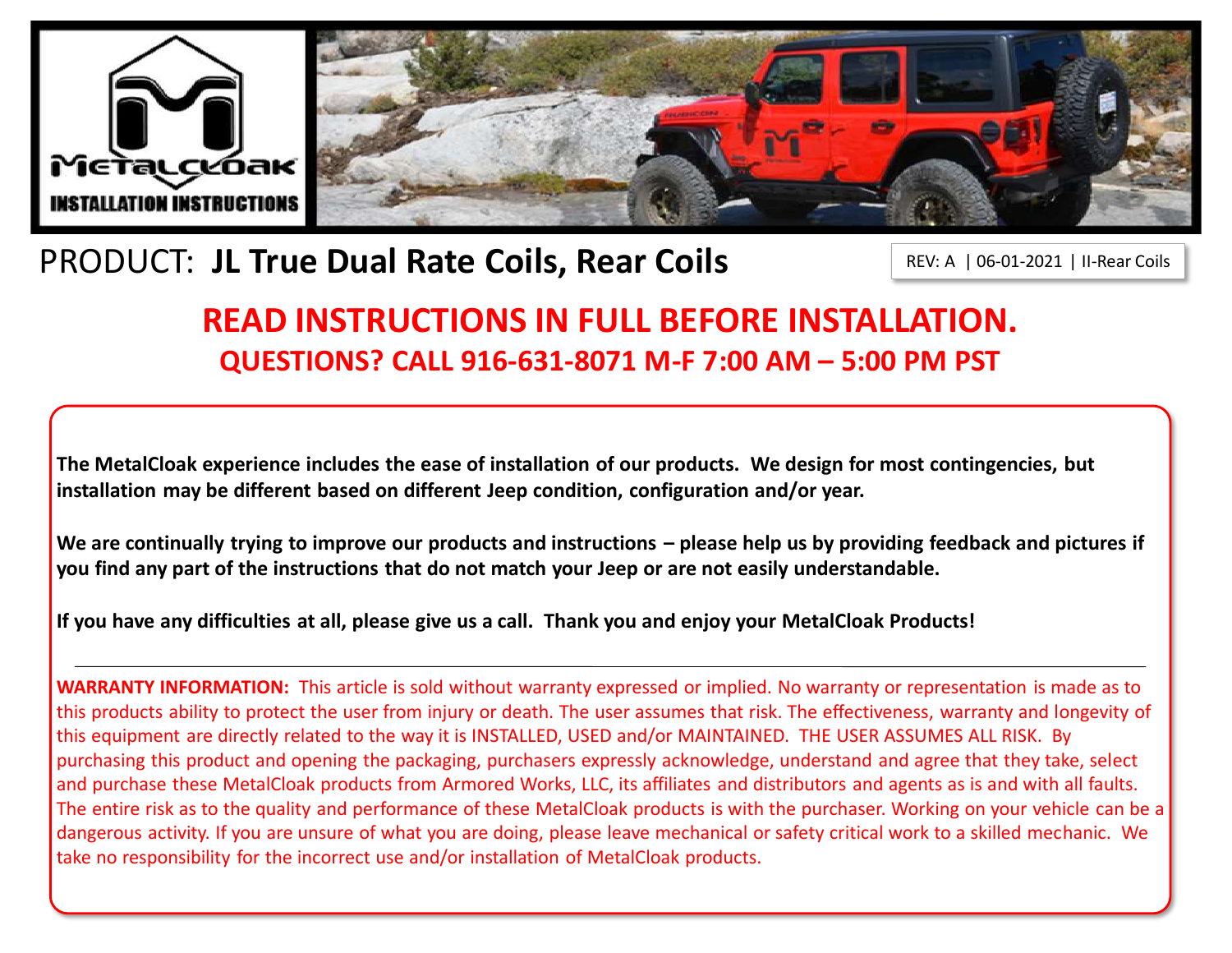**MetalCloak**

**INSTALLATION INSTRUCTIONS**

# PRODUCT: **JL True Dual Rate Coils, Rear Coils**

REV: A | 06-01-2021 | II-Rear Coils

## READ INSTRUCTIONS IN FULL BEFORE INSTALLATION.

### QUESTIONS? CALL 916-631-8071 M-F 7:00 AM – 5:00 PM PST

**The MetalCloak experience includes the ease of installation of our products. We design for most contingencies, but installation may be different based on different Jeep condition, configuration and/or year.**

**We are continually trying to improve our products and instructions – please help us by providing feedback and pictures if you find any part of the instructions that do not match your Jeep or are not easily understandable.**

**If you have any difficulties at all, please give us a call. Thank you and enjoy your MetalCloak Products!**

---

**WARRANTY INFORMATION:** This article is sold without warranty expressed or implied. No warranty or representation is made as to this products ability to protect the user from injury or death. The user assumes that risk. The effectiveness, warranty and longevity of this equipment are directly related to the way it is INSTALLED, USED and/or MAINTAINED. THE USER ASSUMES ALL RISK. By purchasing this product and opening the packaging, purchasers expressly acknowledge, understand and agree that they take, select and purchase these MetalCloak products from Armored Works, LLC, its affiliates and distributors and agents as is and with all faults. The entire risk as to the quality and performance of these MetalCloak products is with the purchaser. Working on your vehicle can be a dangerous activity. If you are unsure of what you are doing, please leave mechanical or safety critical work to a skilled mechanic. We take no responsibility for the incorrect use and/or installation of MetalCloak products.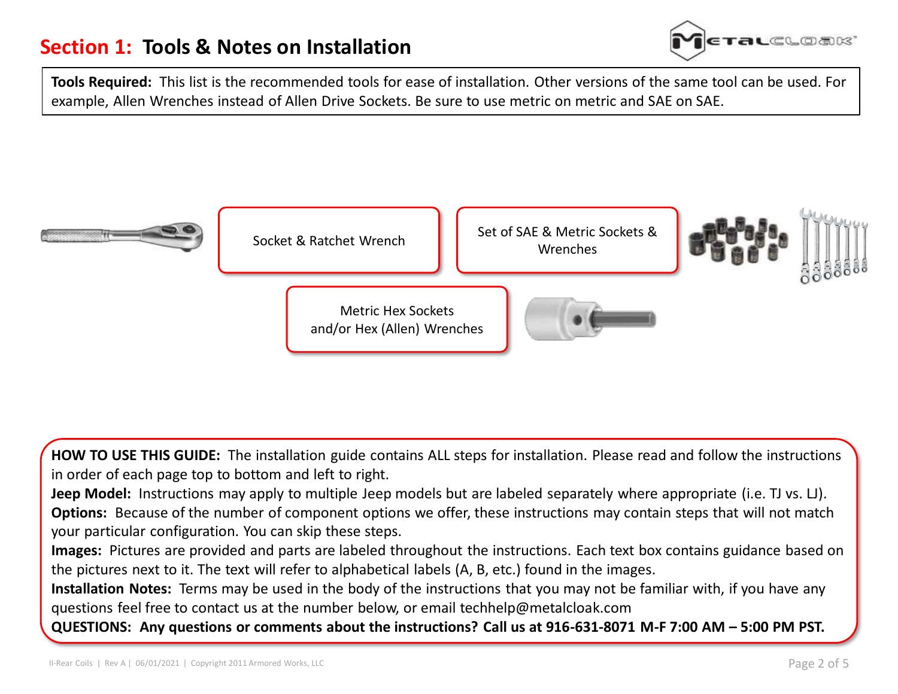# Section 1: Tools & Notes on Installation

**Tools Required:** This list is the recommended tools for ease of installation. Other versions of the same tool can be used. For example, Allen Wrenches instead of Allen Drive Sockets. Be sure to use metric on metric and SAE on SAE.

Socket & Ratchet Wrench

Set of SAE & Metric Sockets & Wrenches

Metric Hex Sockets and/or Hex (Allen) Wrenches

**HOW TO USE THIS GUIDE:** The installation guide contains ALL steps for installation. Please read and follow the instructions in order of each page top to bottom and left to right.

**Jeep Model:** Instructions may apply to multiple Jeep models but are labeled separately where appropriate (i.e. TJ vs. LJ).

**Options:** Because of the number of component options we offer, these instructions may contain steps that will not match your particular configuration. You can skip these steps.

**Images:** Pictures are provided and parts are labeled throughout the instructions. Each text box contains guidance based on the pictures next to it. The text will refer to alphabetical labels (A, B, etc.) found in the images.

**Installation Notes:** Terms may be used in the body of the instructions that you may not be familiar with, if you have any questions feel free to contact us at the number below, or email techhelp@metalcloak.com

**QUESTIONS: Any questions or comments about the instructions? Call us at 916-631-8071 M-F 7:00 AM – 5:00 PM PST.**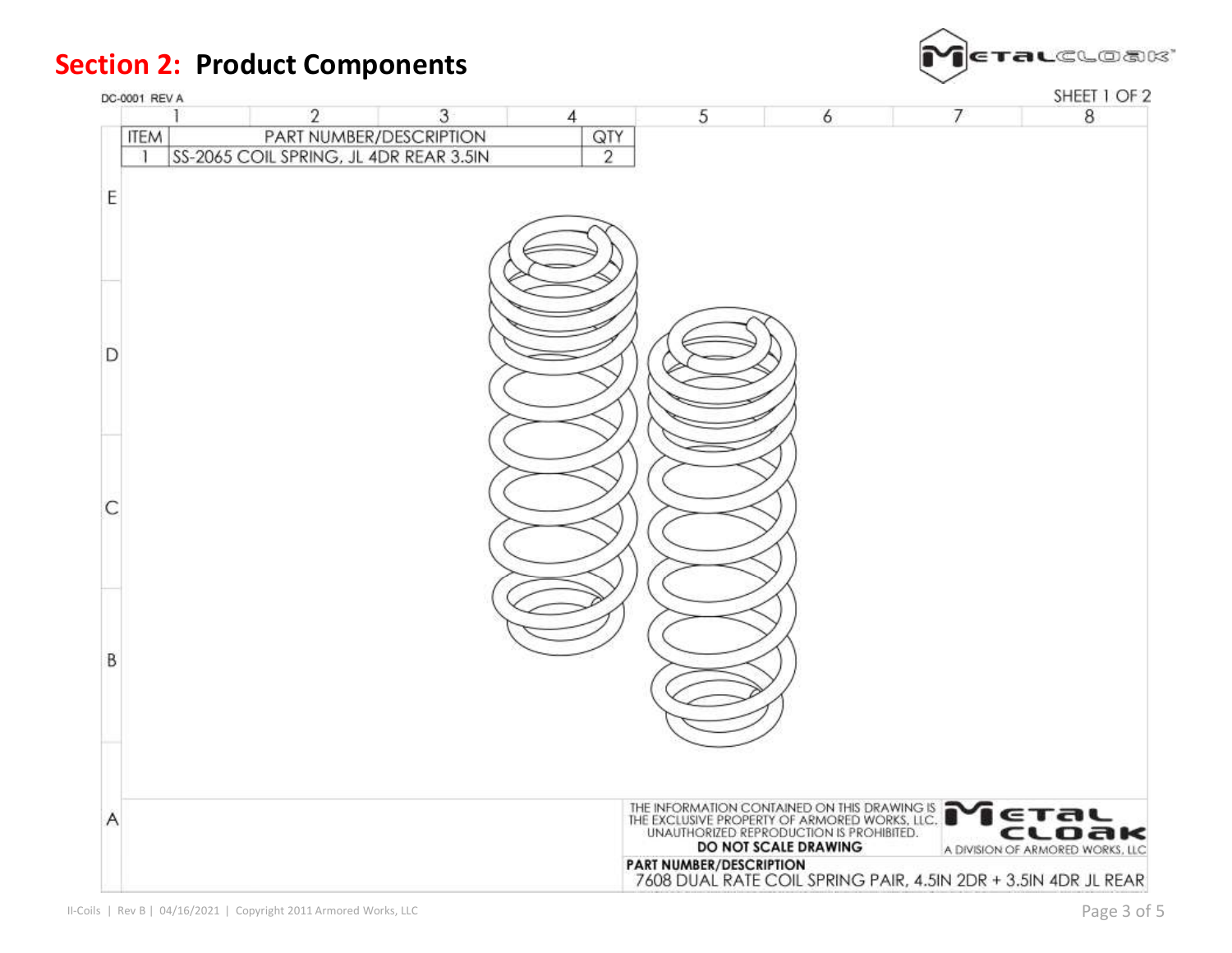## Section 2: Product Components

DC-0001 REV A

SHEET 1 OF 2

| ITEM | PART NUMBER/DESCRIPTION | QTY |
| --- | --- | --- |
| 1 | SS-2065 COIL SPRING, JL 4DR REAR 3.5IN | 2 |

THE INFORMATION CONTAINED ON THIS DRAWING IS THE EXCLUSIVE PROPERTY OF ARMORED WORKS, LLC. UNAUTHORIZED REPRODUCTION IS PROHIBITED.

**DO NOT SCALE DRAWING**

METAL CLOAK — A DIVISION OF ARMORED WORKS, LLC

**PART NUMBER/DESCRIPTION**
7608 DUAL RATE COIL SPRING PAIR, 4.5IN 2DR + 3.5IN 4DR JL REAR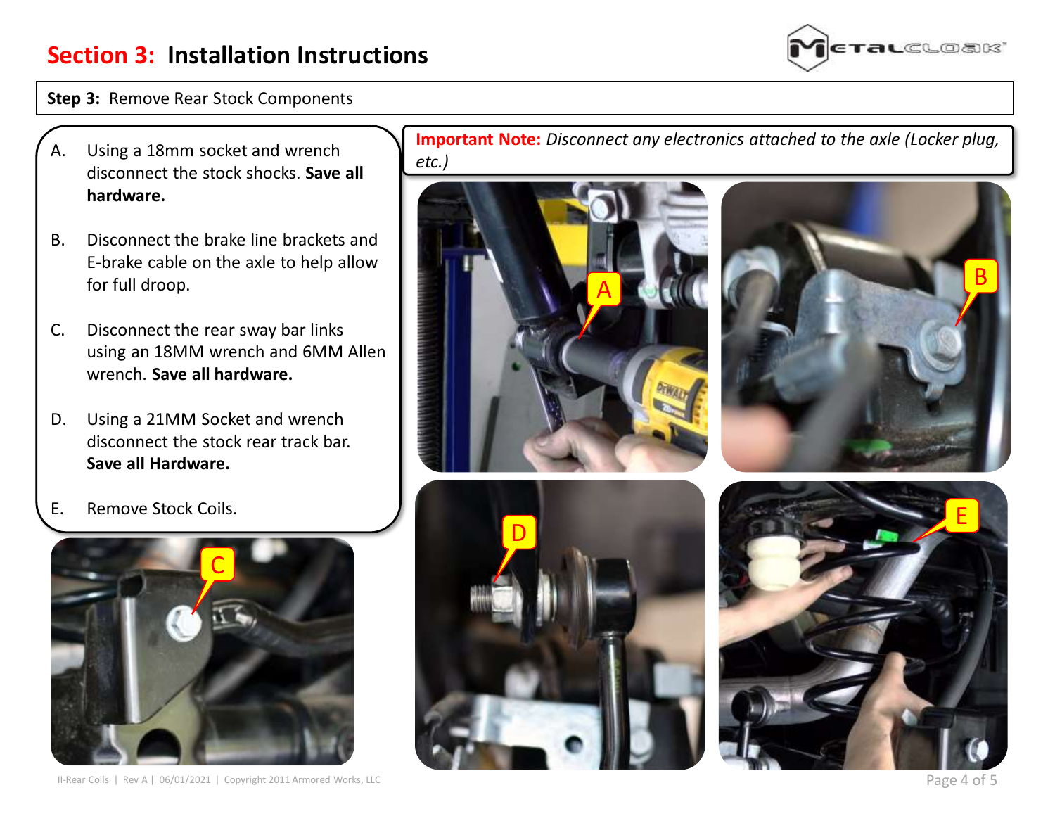# Section 3: Installation Instructions

**Step 3:** Remove Rear Stock Components

A. Using a 18mm socket and wrench disconnect the stock shocks. **Save all hardware.**

B. Disconnect the brake line brackets and E-brake cable on the axle to help allow for full droop.

C. Disconnect the rear sway bar links using an 18MM wrench and 6MM Allen wrench. **Save all hardware.**

D. Using a 21MM Socket and wrench disconnect the stock rear track bar. **Save all Hardware.**

E. Remove Stock Coils.

**Important Note:** *Disconnect any electronics attached to the axle (Locker plug, etc.)*

II-Rear Coils | Rev A | 06/01/2021 | Copyright 2011 Armored Works, LLC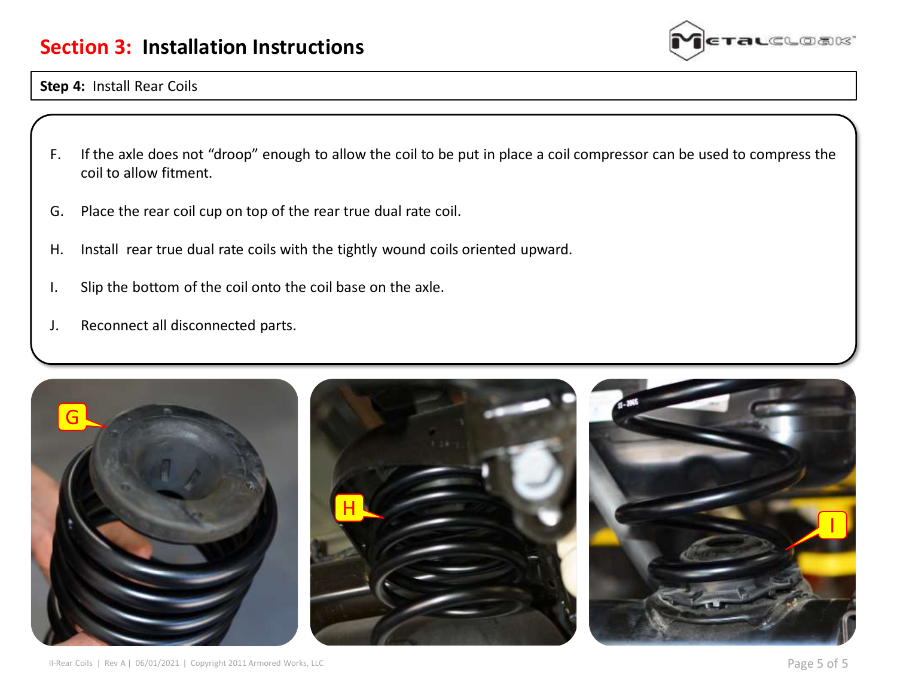# Section 3: Installation Instructions

**Step 4:** Install Rear Coils

F. If the axle does not “droop” enough to allow the coil to be put in place a coil compressor can be used to compress the coil to allow fitment.

G. Place the rear coil cup on top of the rear true dual rate coil.

H. Install rear true dual rate coils with the tightly wound coils oriented upward.

I. Slip the bottom of the coil onto the coil base on the axle.

J. Reconnect all disconnected parts.

G

H

I

II-Rear Coils | Rev A | 06/01/2021 | Copyright 2011 Armored Works, LLC